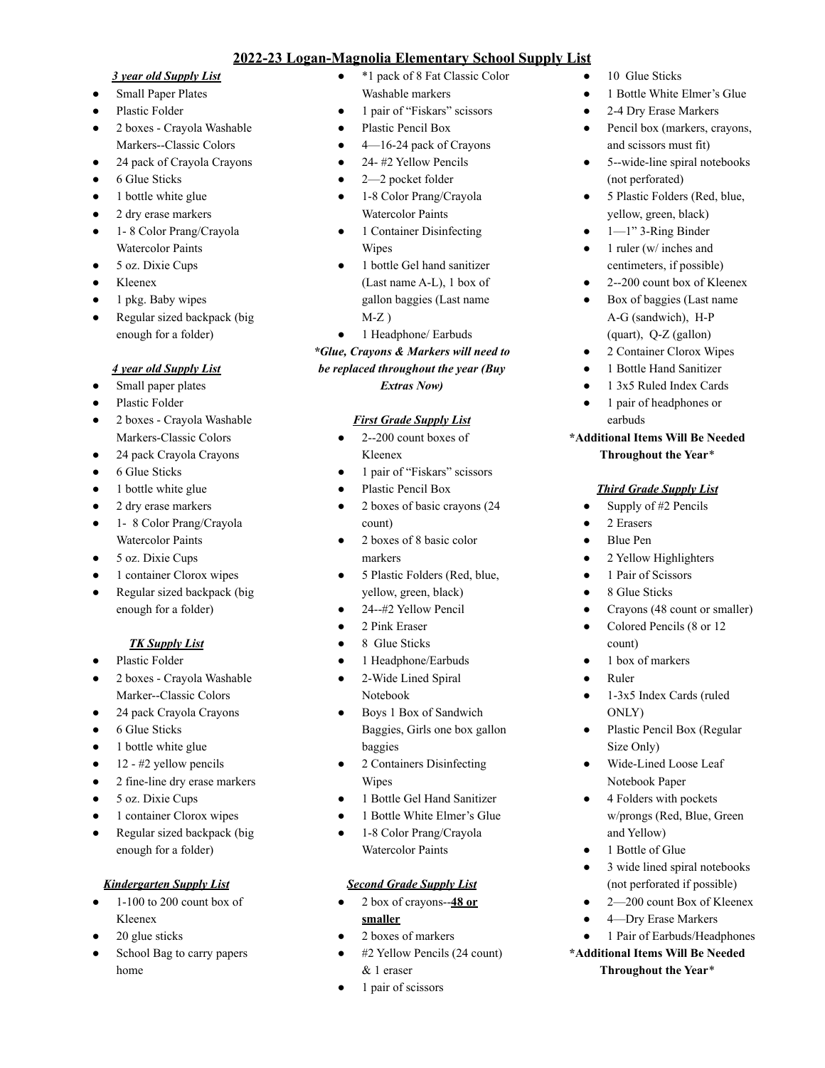# 2022-23 Logan-Magnolia Elementary School Supply List

### ***3 year old Supply List***

- Small Paper Plates
- Plastic Folder
- 2 boxes - Crayola Washable Markers--Classic Colors
- 24 pack of Crayola Crayons
- 6 Glue Sticks
- 1 bottle white glue
- 2 dry erase markers
- 1- 8 Color Prang/Crayola Watercolor Paints
- 5 oz. Dixie Cups
- Kleenex
- 1 pkg. Baby wipes
- Regular sized backpack (big enough for a folder)

### ***4 year old Supply List***

- Small paper plates
- Plastic Folder
- 2 boxes - Crayola Washable Markers-Classic Colors
- 24 pack Crayola Crayons
- 6 Glue Sticks
- 1 bottle white glue
- 2 dry erase markers
- 1- 8 Color Prang/Crayola Watercolor Paints
- 5 oz. Dixie Cups
- 1 container Clorox wipes
- Regular sized backpack (big enough for a folder)

### ***TK Supply List***

- Plastic Folder
- 2 boxes - Crayola Washable Marker--Classic Colors
- 24 pack Crayola Crayons
- 6 Glue Sticks
- 1 bottle white glue
- 12 - #2 yellow pencils
- 2 fine-line dry erase markers
- 5 oz. Dixie Cups
- 1 container Clorox wipes
- Regular sized backpack (big enough for a folder)

### ***Kindergarten Supply List***

- 1-100 to 200 count box of Kleenex
- 20 glue sticks
- School Bag to carry papers home
- *1 pack of 8 Fat Classic Color Washable markers
- 1 pair of "Fiskars" scissors
- Plastic Pencil Box
- 4—16-24 pack of Crayons
- 24- #2 Yellow Pencils
- 2—2 pocket folder
- 1-8 Color Prang/Crayola Watercolor Paints
- 1 Container Disinfecting Wipes
- 1 bottle Gel hand sanitizer (Last name A-L), 1 box of gallon baggies (Last name M-Z )
- 1 Headphone/ Earbuds

***\*Glue, Crayons & Markers will need to be replaced throughout the year (Buy Extras Now)***

### ***First Grade Supply List***

- 2--200 count boxes of Kleenex
- 1 pair of "Fiskars" scissors
- Plastic Pencil Box
- 2 boxes of basic crayons (24 count)
- 2 boxes of 8 basic color markers
- 5 Plastic Folders (Red, blue, yellow, green, black)
- 24--#2 Yellow Pencil
- 2 Pink Eraser
- 8 Glue Sticks
- 1 Headphone/Earbuds
- 2-Wide Lined Spiral Notebook
- Boys 1 Box of Sandwich Baggies, Girls one box gallon baggies
- 2 Containers Disinfecting Wipes
- 1 Bottle Gel Hand Sanitizer
- 1 Bottle White Elmer's Glue
- 1-8 Color Prang/Crayola Watercolor Paints

### ***Second Grade Supply List***

- 2 box of crayons--**48 or smaller**
- 2 boxes of markers
- #2 Yellow Pencils (24 count) & 1 eraser
- 1 pair of scissors
- 10 Glue Sticks
- 1 Bottle White Elmer's Glue
- 2-4 Dry Erase Markers
- Pencil box (markers, crayons, and scissors must fit)
- 5--wide-line spiral notebooks (not perforated)
- 5 Plastic Folders (Red, blue, yellow, green, black)
- 1—1" 3-Ring Binder
- 1 ruler (w/ inches and centimeters, if possible)
- 2--200 count box of Kleenex
- Box of baggies (Last name A-G (sandwich), H-P (quart), Q-Z (gallon)
- 2 Container Clorox Wipes
- 1 Bottle Hand Sanitizer
- 1 3x5 Ruled Index Cards
- 1 pair of headphones or earbuds

**\*Additional Items Will Be Needed Throughout the Year\***

### ***Third Grade Supply List***

- Supply of #2 Pencils
- 2 Erasers
- Blue Pen
- 2 Yellow Highlighters
- 1 Pair of Scissors
- 8 Glue Sticks
- Crayons (48 count or smaller)
- Colored Pencils (8 or 12 count)
- 1 box of markers
- Ruler
- 1-3x5 Index Cards (ruled ONLY)
- Plastic Pencil Box (Regular Size Only)
- Wide-Lined Loose Leaf Notebook Paper
- 4 Folders with pockets w/prongs (Red, Blue, Green and Yellow)
- 1 Bottle of Glue
- 3 wide lined spiral notebooks (not perforated if possible)
- 2—200 count Box of Kleenex
- 4—Dry Erase Markers
- 1 Pair of Earbuds/Headphones

**\*Additional Items Will Be Needed Throughout the Year\***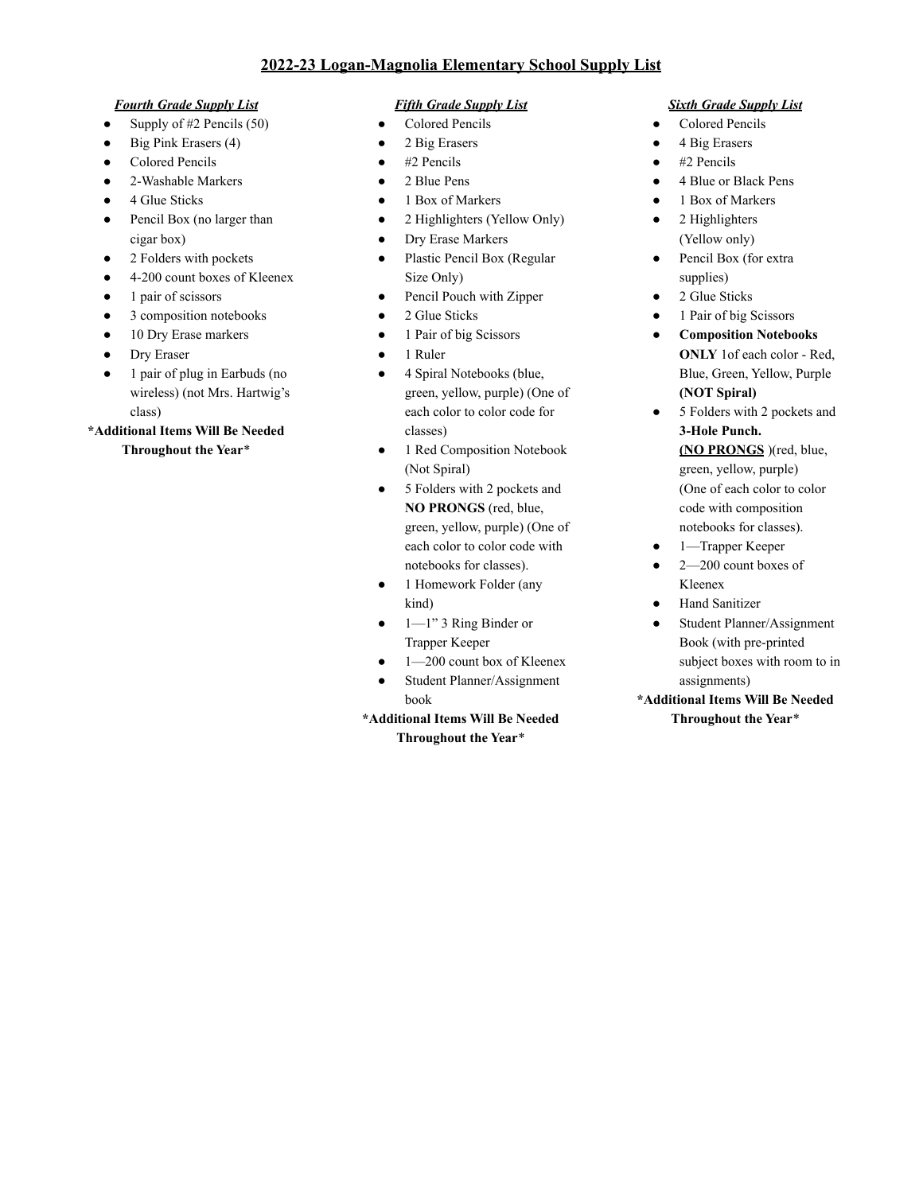# 2022-23 Logan-Magnolia Elementary School Supply List

### *Fourth Grade Supply List*

- Supply of #2 Pencils (50)
- Big Pink Erasers (4)
- Colored Pencils
- 2-Washable Markers
- 4 Glue Sticks
- Pencil Box (no larger than cigar box)
- 2 Folders with pockets
- 4-200 count boxes of Kleenex
- 1 pair of scissors
- 3 composition notebooks
- 10 Dry Erase markers
- Dry Eraser
- 1 pair of plug in Earbuds (no wireless) (not Mrs. Hartwig's class)

**\*Additional Items Will Be Needed Throughout the Year\***

### *Fifth Grade Supply List*

- Colored Pencils
- 2 Big Erasers
- #2 Pencils
- 2 Blue Pens
- 1 Box of Markers
- 2 Highlighters (Yellow Only)
- Dry Erase Markers
- Plastic Pencil Box (Regular Size Only)
- Pencil Pouch with Zipper
- 2 Glue Sticks
- 1 Pair of big Scissors
- 1 Ruler
- 4 Spiral Notebooks (blue, green, yellow, purple) (One of each color to color code for classes)
- 1 Red Composition Notebook (Not Spiral)
- 5 Folders with 2 pockets and **NO PRONGS** (red, blue, green, yellow, purple) (One of each color to color code with notebooks for classes).
- 1 Homework Folder (any kind)
- 1—1" 3 Ring Binder or Trapper Keeper
- 1—200 count box of Kleenex
- Student Planner/Assignment book

**\*Additional Items Will Be Needed Throughout the Year\***

### *Sixth Grade Supply List*

- Colored Pencils
- 4 Big Erasers
- #2 Pencils
- 4 Blue or Black Pens
- 1 Box of Markers
- 2 Highlighters (Yellow only)
- Pencil Box (for extra supplies)
- 2 Glue Sticks
- 1 Pair of big Scissors
- **Composition Notebooks ONLY** 1of each color - Red, Blue, Green, Yellow, Purple **(NOT Spiral)**
- 5 Folders with 2 pockets and **3-Hole Punch. <u>(NO PRONGS</u>** )(red, blue, green, yellow, purple) (One of each color to color code with composition notebooks for classes).
- 1—Trapper Keeper
- 2—200 count boxes of Kleenex
- Hand Sanitizer
- Student Planner/Assignment Book (with pre-printed subject boxes with room to in assignments)

**\*Additional Items Will Be Needed Throughout the Year\***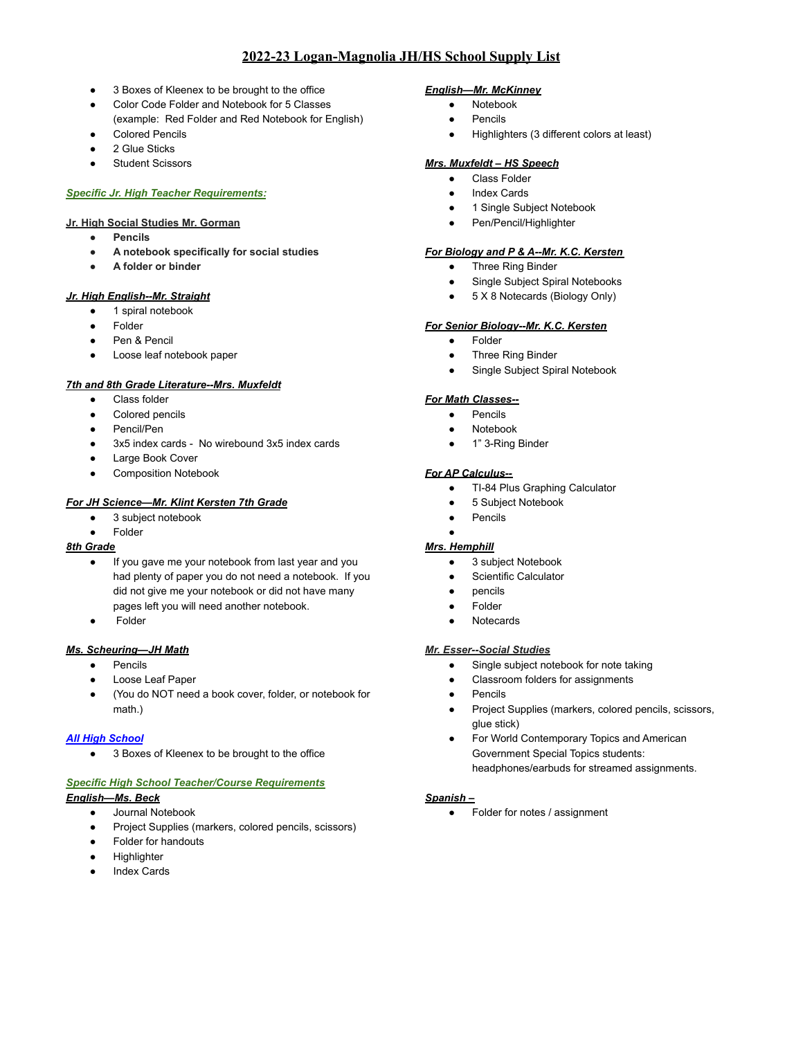# 2022-23 Logan-Magnolia JH/HS School Supply List

- 3 Boxes of Kleenex to be brought to the office
- Color Code Folder and Notebook for 5 Classes (example: Red Folder and Red Notebook for English)
- Colored Pencils
- 2 Glue Sticks
- Student Scissors

***Specific Jr. High Teacher Requirements:***

**Jr. High Social Studies Mr. Gorman**

- **Pencils**
- **A notebook specifically for social studies**
- **A folder or binder**

***Jr. High English--Mr. Straight***

- 1 spiral notebook
- Folder
- Pen & Pencil
- Loose leaf notebook paper

***7th and 8th Grade Literature--Mrs. Muxfeldt***

- Class folder
- Colored pencils
- Pencil/Pen
- 3x5 index cards - No wirebound 3x5 index cards
- Large Book Cover
- Composition Notebook

***For JH Science—Mr. Klint Kersten 7th Grade***

- 3 subject notebook
- Folder

***8th Grade***

- If you gave me your notebook from last year and you had plenty of paper you do not need a notebook. If you did not give me your notebook or did not have many pages left you will need another notebook.
- Folder

***Ms. Scheuring—JH Math***

- Pencils
- Loose Leaf Paper
- (You do NOT need a book cover, folder, or notebook for math.)

***All High School***

- 3 Boxes of Kleenex to be brought to the office

***Specific High School Teacher/Course Requirements***

***English—Ms. Beck***

- Journal Notebook
- Project Supplies (markers, colored pencils, scissors)
- Folder for handouts
- Highlighter
- Index Cards

***English—Mr. McKinney***

- Notebook
- Pencils
- Highlighters (3 different colors at least)

***Mrs. Muxfeldt – HS Speech***

- Class Folder
- Index Cards
- 1 Single Subject Notebook
- Pen/Pencil/Highlighter

***For Biology and P & A--Mr. K.C. Kersten***

- Three Ring Binder
- Single Subject Spiral Notebooks
- 5 X 8 Notecards (Biology Only)

***For Senior Biology--Mr. K.C. Kersten***

- Folder
- Three Ring Binder
- Single Subject Spiral Notebook

***For Math Classes--***

- Pencils
- Notebook
- 1" 3-Ring Binder

***For AP Calculus--***

- TI-84 Plus Graphing Calculator
- 5 Subject Notebook
- Pencils

***Mrs. Hemphill***

- 3 subject Notebook
- Scientific Calculator
- pencils
- Folder
- Notecards

***Mr. Esser--Social Studies***

- Single subject notebook for note taking
- Classroom folders for assignments
- Pencils
- Project Supplies (markers, colored pencils, scissors, glue stick)
- For World Contemporary Topics and American Government Special Topics students: headphones/earbuds for streamed assignments.

***Spanish –***

- Folder for notes / assignment